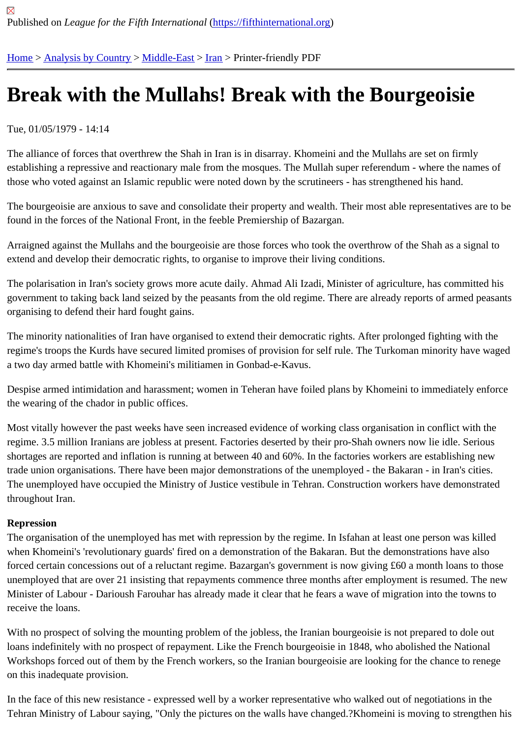Published on *League for the Fifth International* (https://fifthinternational.org)

Home > Analysis by Country > Middle-East > Iran > Printer-friendly PDF

# Break with the Mullahs! Break with the Bourgeoisie

Tue, 01/05/1979 - 14:14

The alliance of forces that overthrew the Shah in Iran is in disarray. Khomeini and the Mullahs are set on firmly establishing a repressive and reactionary male from the mosques. The Mullah super referendum - where the names of those who voted against an Islamic republic were noted down by the scrutineers - has strengthened his hand.

The bourgeoisie are anxious to save and consolidate their property and wealth. Their most able representatives are to be found in the forces of the National Front, in the feeble Premiership of Bazargan.

Arraigned against the Mullahs and the bourgeoisie are those forces who took the overthrow of the Shah as a signal to extend and develop their democratic rights, to organise to improve their living conditions.

The polarisation in Iran's society grows more acute daily. Ahmad Ali Izadi, Minister of agriculture, has committed his government to taking back land seized by the peasants from the old regime. There are already reports of armed peasants organising to defend their hard fought gains.

The minority nationalities of Iran have organised to extend their democratic rights. After prolonged fighting with the regime's troops the Kurds have secured limited promises of provision for self rule. The Turkoman minority have waged a two day armed battle with Khomeini's militiamen in Gonbad-e-Kavus.

Despise armed intimidation and harassment; women in Teheran have foiled plans by Khomeini to immediately enforce the wearing of the chador in public offices.

Most vitally however the past weeks have seen increased evidence of working class organisation in conflict with the regime. 3.5 million Iranians are jobless at present. Factories deserted by their pro-Shah owners now lie idle. Serious shortages are reported and inflation is running at between 40 and 60%. In the factories workers are establishing new trade union organisations. There have been major demonstrations of the unemployed - the Bakaran - in Iran's cities. The unemployed have occupied the Ministry of Justice vestibule in Tehran. Construction workers have demonstrated throughout Iran.

**Repression**

The organisation of the unemployed has met with repression by the regime. In Isfahan at least one person was killed when Khomeini's 'revolutionary guards' fired on a demonstration of the Bakaran. But the demonstrations have also forced certain concessions out of a reluctant regime. Bazargan's government is now giving £60 a month loans to those unemployed that are over 21 insisting that repayments commence three months after employment is resumed. The new Minister of Labour - Darioush Farouhar has already made it clear that he fears a wave of migration into the towns to receive the loans.

With no prospect of solving the mounting problem of the jobless, the Iranian bourgeoisie is not prepared to dole out loans indefinitely with no prospect of repayment. Like the French bourgeoisie in 1848, who abolished the National Workshops forced out of them by the French workers, so the Iranian bourgeoisie are looking for the chance to renege on this inadequate provision.

In the face of this new resistance - expressed well by a worker representative who walked out of negotiations in the Tehran Ministry of Labour saying, "Only the pictures on the walls have changed.?Khomeini is moving to strengthen his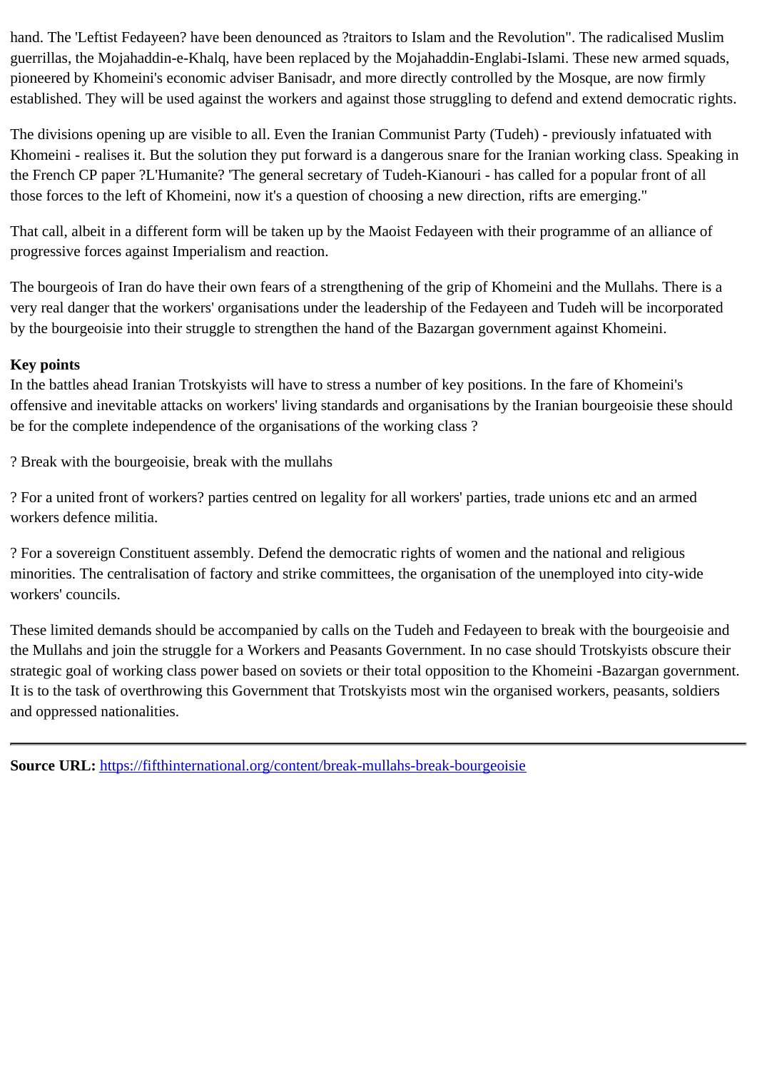hand. The 'Leftist Fedayeen? have been denounced as ?traitors to Islam and the Revolution". The radicalised Muslim guerrillas, the Mojahaddin-e-Khalq, have been replaced by the Mojahaddin-Englabi-Islami. These new armed squads, pioneered by Khomeini's economic adviser Banisadr, and more directly controlled by the Mosque, are now firmly established. They will be used against the workers and against those struggling to defend and extend democratic rights.

The divisions opening up are visible to all. Even the Iranian Communist Party (Tudeh) - previously infatuated with Khomeini - realises it. But the solution they put forward is a dangerous snare for the Iranian working class. Speaking in the French CP paper ?L'Humanite? 'The general secretary of Tudeh-Kianouri - has called for a popular front of all those forces to the left of Khomeini, now it's a question of choosing a new direction, rifts are emerging."

That call, albeit in a different form will be taken up by the Maoist Fedayeen with their programme of an alliance of progressive forces against Imperialism and reaction.

The bourgeois of Iran do have their own fears of a strengthening of the grip of Khomeini and the Mullahs. There is a very real danger that the workers' organisations under the leadership of the Fedayeen and Tudeh will be incorporated by the bourgeoisie into their struggle to strengthen the hand of the Bazargan government against Khomeini.

**Key points**

In the battles ahead Iranian Trotskyists will have to stress a number of key positions. In the fare of Khomeini's offensive and inevitable attacks on workers' living standards and organisations by the Iranian bourgeoisie these should be for the complete independence of the organisations of the working class ?

? Break with the bourgeoisie, break with the mullahs

? For a united front of workers? parties centred on legality for all workers' parties, trade unions etc and an armed workers defence militia.

? For a sovereign Constituent assembly. Defend the democratic rights of women and the national and religious minorities. The centralisation of factory and strike committees, the organisation of the unemployed into city-wide workers' councils.

These limited demands should be accompanied by calls on the Tudeh and Fedayeen to break with the bourgeoisie and the Mullahs and join the struggle for a Workers and Peasants Government. In no case should Trotskyists obscure their strategic goal of working class power based on soviets or their total opposition to the Khomeini -Bazargan government. It is to the task of overthrowing this Government that Trotskyists most win the organised workers, peasants, soldiers and oppressed nationalities.

---

**Source URL:** https://fifthinternational.org/content/break-mullahs-break-bourgeoisie